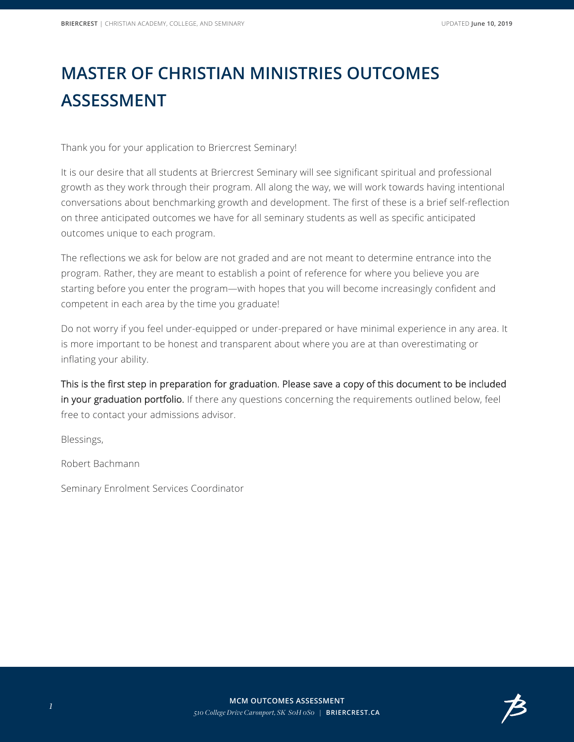# MASTER OF CHRISTIAN MINISTRIES OUTCOMES ASSESSMENT

Thank you for your application to Briercrest Seminary!

It is our desire that all students at Briercrest Seminary will see significant spiritual and professional growth as they work through their program. All along the way, we will work towards having intentional conversations about benchmarking growth and development. The first of these is a brief self-reflection on three anticipated outcomes we have for all seminary students as well as specific anticipated outcomes unique to each program.

The reflections we ask for below are not graded and are not meant to determine entrance into the program. Rather, they are meant to establish a point of reference for where you believe you are starting before you enter the program—with hopes that you will become increasingly confident and competent in each area by the time you graduate!

Do not worry if you feel under-equipped or under-prepared or have minimal experience in any area. It is more important to be honest and transparent about where you are at than overestimating or inflating your ability.

This is the first step in preparation for graduation. Please save a copy of this document to be included in your graduation portfolio. If there any questions concerning the requirements outlined below, feel free to contact your admissions advisor.

Blessings,

Robert Bachmann

Seminary Enrolment Services Coordinator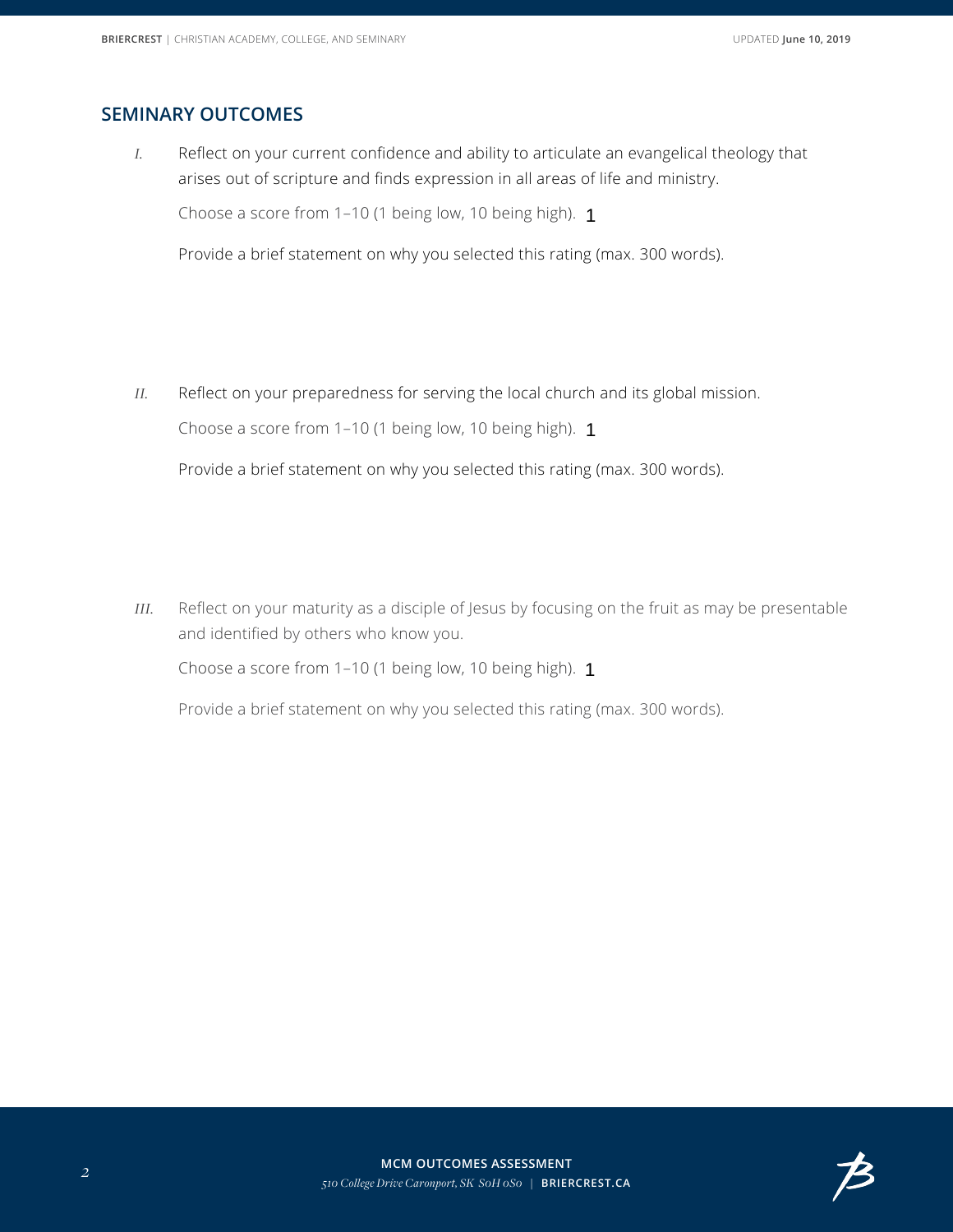## SEMINARY OUTCOMES

*I.* Reflect on your current confidence and ability to articulate an evangelical theology that arises out of scripture and finds expression in all areas of life and ministry.

Choose a score from 1–10 (1 being low, 10 being high). 1

Provide a brief statement on why you selected this rating (max. 300 words).

*II.* Reflect on your preparedness for serving the local church and its global mission.

Choose a score from 1–10 (1 being low, 10 being high). 1

Provide a brief statement on why you selected this rating (max. 300 words).

*III.* Reflect on your maturity as a disciple of Jesus by focusing on the fruit as may be presentable and identified by others who know you.

Choose a score from 1–10 (1 being low, 10 being high). 1

Provide a brief statement on why you selected this rating (max. 300 words).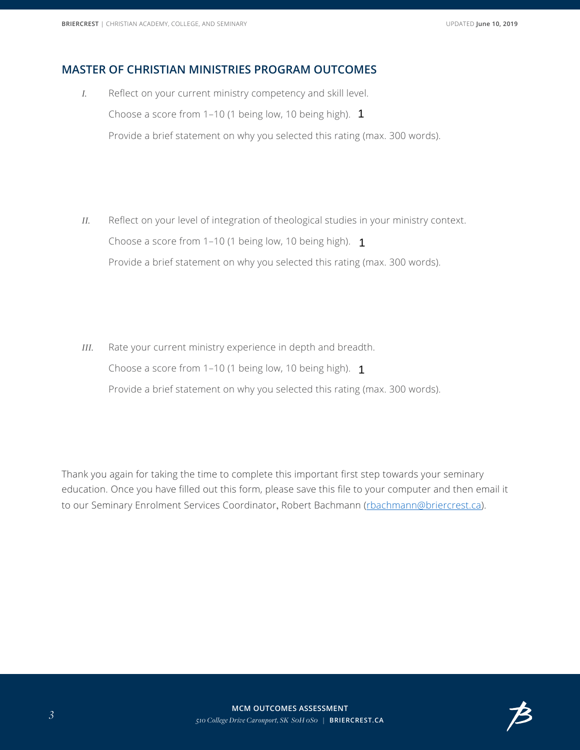## MASTER OF CHRISTIAN MINISTRIES PROGRAM OUTCOMES

*I.* Reflect on your current ministry competency and skill level.

Choose a score from 1–10 (1 being low, 10 being high). 1

Provide a brief statement on why you selected this rating (max. 300 words).

*II.* Reflect on your level of integration of theological studies in your ministry context.

Choose a score from 1–10 (1 being low, 10 being high). 1

Provide a brief statement on why you selected this rating (max. 300 words).

*III.* Rate your current ministry experience in depth and breadth.

Choose a score from 1–10 (1 being low, 10 being high). 1

Provide a brief statement on why you selected this rating (max. 300 words).

Thank you again for taking the time to complete this important first step towards your seminary education. Once you have filled out this form, please save this file to your computer and then email it to our Seminary Enrolment Services Coordinator, Robert Bachmann (rbachmann@briercrest.ca).